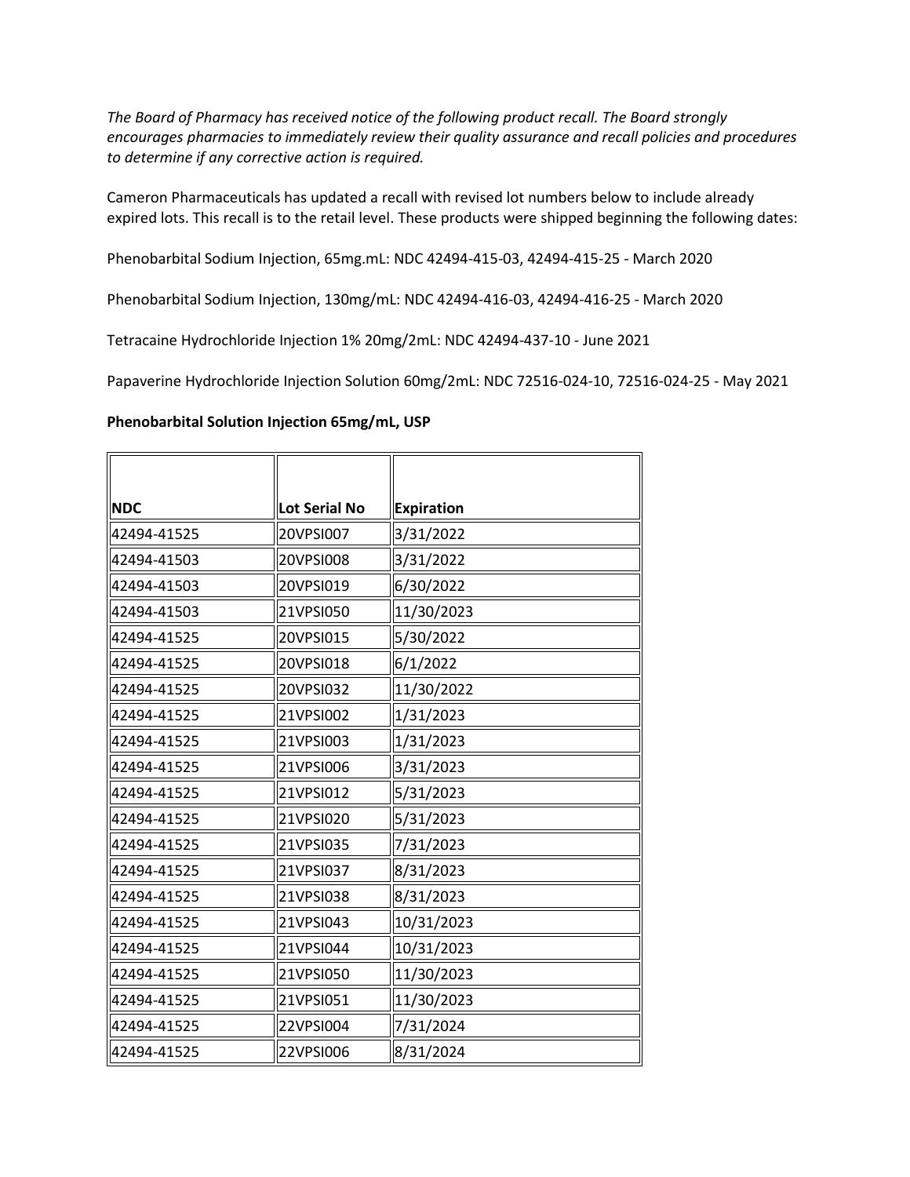*The Board of Pharmacy has received notice of the following product recall. The Board strongly encourages pharmacies to immediately review their quality assurance and recall policies and procedures to determine if any corrective action is required.*

Cameron Pharmaceuticals has updated a recall with revised lot numbers below to include already expired lots. This recall is to the retail level. These products were shipped beginning the following dates:

Phenobarbital Sodium Injection, 65mg.mL: NDC 42494-415-03, 42494-415-25 - March 2020

Phenobarbital Sodium Injection, 130mg/mL: NDC 42494-416-03, 42494-416-25 - March 2020

Tetracaine Hydrochloride Injection 1% 20mg/2mL: NDC 42494-437-10 - June 2021

Papaverine Hydrochloride Injection Solution 60mg/2mL: NDC 72516-024-10, 72516-024-25 - May 2021

**Phenobarbital Solution Injection 65mg/mL, USP**

| NDC | Lot Serial No | Expiration |
|---|---|---|
| 42494-41525 | 20VPSI007 | 3/31/2022 |
| 42494-41503 | 20VPSI008 | 3/31/2022 |
| 42494-41503 | 20VPSI019 | 6/30/2022 |
| 42494-41503 | 21VPSI050 | 11/30/2023 |
| 42494-41525 | 20VPSI015 | 5/30/2022 |
| 42494-41525 | 20VPSI018 | 6/1/2022 |
| 42494-41525 | 20VPSI032 | 11/30/2022 |
| 42494-41525 | 21VPSI002 | 1/31/2023 |
| 42494-41525 | 21VPSI003 | 1/31/2023 |
| 42494-41525 | 21VPSI006 | 3/31/2023 |
| 42494-41525 | 21VPSI012 | 5/31/2023 |
| 42494-41525 | 21VPSI020 | 5/31/2023 |
| 42494-41525 | 21VPSI035 | 7/31/2023 |
| 42494-41525 | 21VPSI037 | 8/31/2023 |
| 42494-41525 | 21VPSI038 | 8/31/2023 |
| 42494-41525 | 21VPSI043 | 10/31/2023 |
| 42494-41525 | 21VPSI044 | 10/31/2023 |
| 42494-41525 | 21VPSI050 | 11/30/2023 |
| 42494-41525 | 21VPSI051 | 11/30/2023 |
| 42494-41525 | 22VPSI004 | 7/31/2024 |
| 42494-41525 | 22VPSI006 | 8/31/2024 |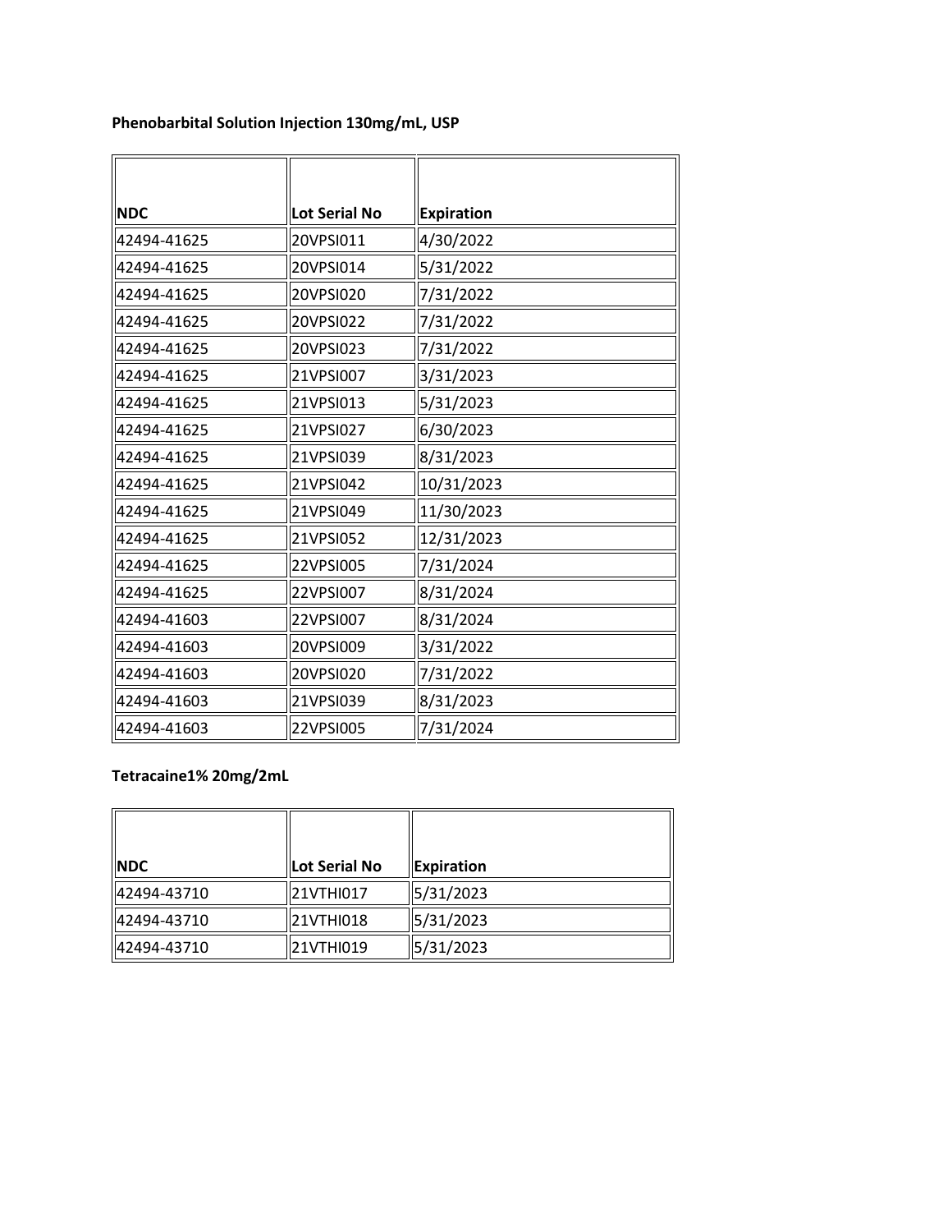**Phenobarbital Solution Injection 130mg/mL, USP**

| NDC | Lot Serial No | Expiration |
|---|---|---|
| 42494-41625 | 20VPSI011 | 4/30/2022 |
| 42494-41625 | 20VPSI014 | 5/31/2022 |
| 42494-41625 | 20VPSI020 | 7/31/2022 |
| 42494-41625 | 20VPSI022 | 7/31/2022 |
| 42494-41625 | 20VPSI023 | 7/31/2022 |
| 42494-41625 | 21VPSI007 | 3/31/2023 |
| 42494-41625 | 21VPSI013 | 5/31/2023 |
| 42494-41625 | 21VPSI027 | 6/30/2023 |
| 42494-41625 | 21VPSI039 | 8/31/2023 |
| 42494-41625 | 21VPSI042 | 10/31/2023 |
| 42494-41625 | 21VPSI049 | 11/30/2023 |
| 42494-41625 | 21VPSI052 | 12/31/2023 |
| 42494-41625 | 22VPSI005 | 7/31/2024 |
| 42494-41625 | 22VPSI007 | 8/31/2024 |
| 42494-41603 | 22VPSI007 | 8/31/2024 |
| 42494-41603 | 20VPSI009 | 3/31/2022 |
| 42494-41603 | 20VPSI020 | 7/31/2022 |
| 42494-41603 | 21VPSI039 | 8/31/2023 |
| 42494-41603 | 22VPSI005 | 7/31/2024 |

**Tetracaine1% 20mg/2mL**

| NDC | Lot Serial No | Expiration |
|---|---|---|
| 42494-43710 | 21VTHI017 | 5/31/2023 |
| 42494-43710 | 21VTHI018 | 5/31/2023 |
| 42494-43710 | 21VTHI019 | 5/31/2023 |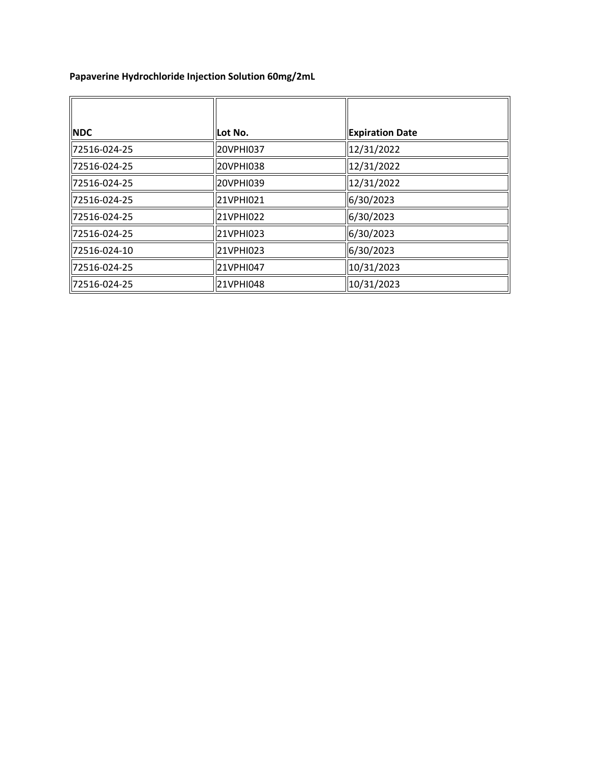**Papaverine Hydrochloride Injection Solution 60mg/2mL**

| NDC | Lot No. | Expiration Date |
|---|---|---|
| 72516-024-25 | 20VPHI037 | 12/31/2022 |
| 72516-024-25 | 20VPHI038 | 12/31/2022 |
| 72516-024-25 | 20VPHI039 | 12/31/2022 |
| 72516-024-25 | 21VPHI021 | 6/30/2023 |
| 72516-024-25 | 21VPHI022 | 6/30/2023 |
| 72516-024-25 | 21VPHI023 | 6/30/2023 |
| 72516-024-10 | 21VPHI023 | 6/30/2023 |
| 72516-024-25 | 21VPHI047 | 10/31/2023 |
| 72516-024-25 | 21VPHI048 | 10/31/2023 |